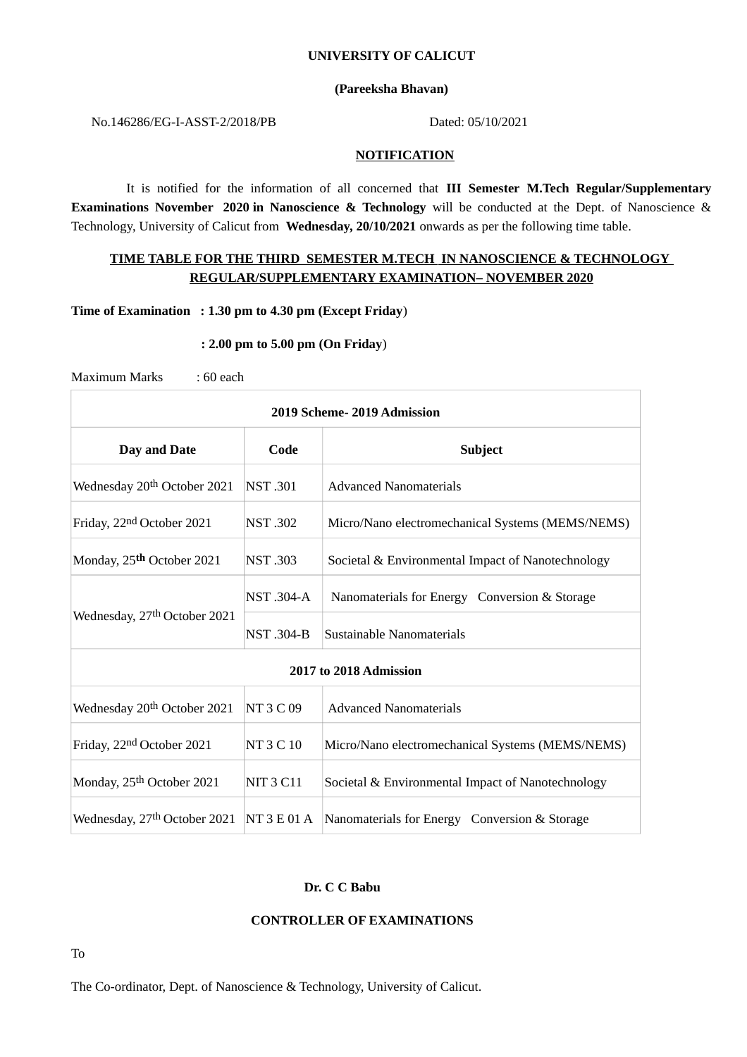**UNIVERSITY OF CALICUT**

**(Pareeksha Bhavan)**

No.146286/EG-I-ASST-2/2018/PB Dated: 05/10/2021

**NOTIFICATION**

It is notified for the information of all concerned that **III Semester M.Tech Regular/Supplementary Examinations November 2020 in Nanoscience & Technology** will be conducted at the Dept. of Nanoscience & Technology, University of Calicut from **Wednesday, 20/10/2021** onwards as per the following time table.

**TIME TABLE FOR THE THIRD SEMESTER M.TECH IN NANOSCIENCE & TECHNOLOGY REGULAR/SUPPLEMENTARY EXAMINATION– NOVEMBER 2020**

**Time of Examination : 1.30 pm to 4.30 pm (Except Friday)**

**: 2.00 pm to 5.00 pm (On Friday)**

Maximum Marks : 60 each

| **2019 Scheme- 2019 Admission** | | |
|---|---|---|
| **Day and Date** | **Code** | **Subject** |
| Wednesday 20th October 2021 | NST .301 | Advanced Nanomaterials |
| Friday, 22nd October 2021 | NST .302 | Micro/Nano electromechanical Systems (MEMS/NEMS) |
| Monday, 25th October 2021 | NST .303 | Societal & Environmental Impact of Nanotechnology |
| Wednesday, 27th October 2021 | NST .304-A | Nanomaterials for Energy Conversion & Storage |
| | NST .304-B | Sustainable Nanomaterials |
| **2017 to 2018 Admission** | | |
| Wednesday 20th October 2021 | NT 3 C 09 | Advanced Nanomaterials |
| Friday, 22nd October 2021 | NT 3 C 10 | Micro/Nano electromechanical Systems (MEMS/NEMS) |
| Monday, 25th October 2021 | NIT 3 C11 | Societal & Environmental Impact of Nanotechnology |
| Wednesday, 27th October 2021 | NT 3 E 01 A | Nanomaterials for Energy Conversion & Storage |

**Dr. C C Babu**

**CONTROLLER OF EXAMINATIONS**

To

The Co-ordinator, Dept. of Nanoscience & Technology, University of Calicut.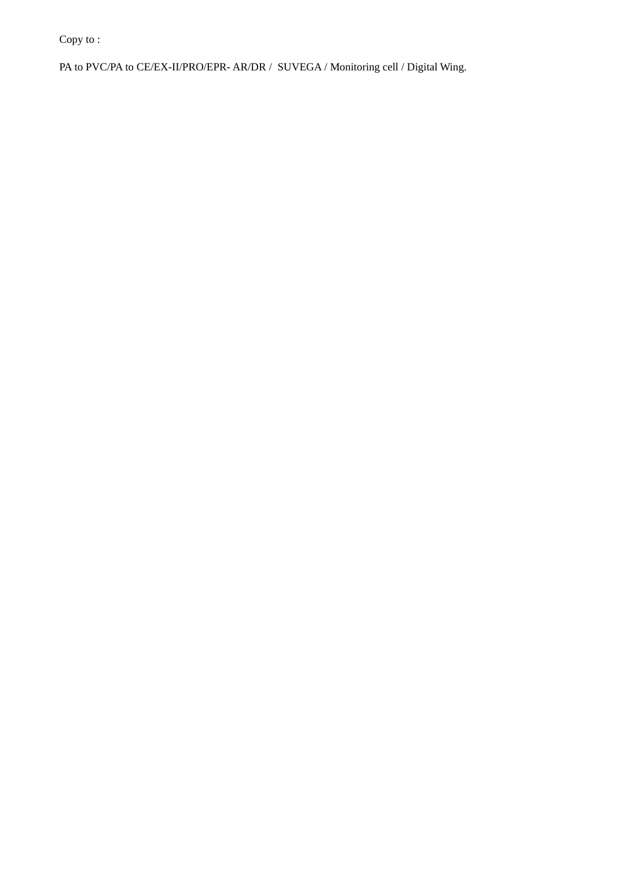Copy to :

PA to PVC/PA to CE/EX-II/PRO/EPR- AR/DR / SUVEGA / Monitoring cell / Digital Wing.